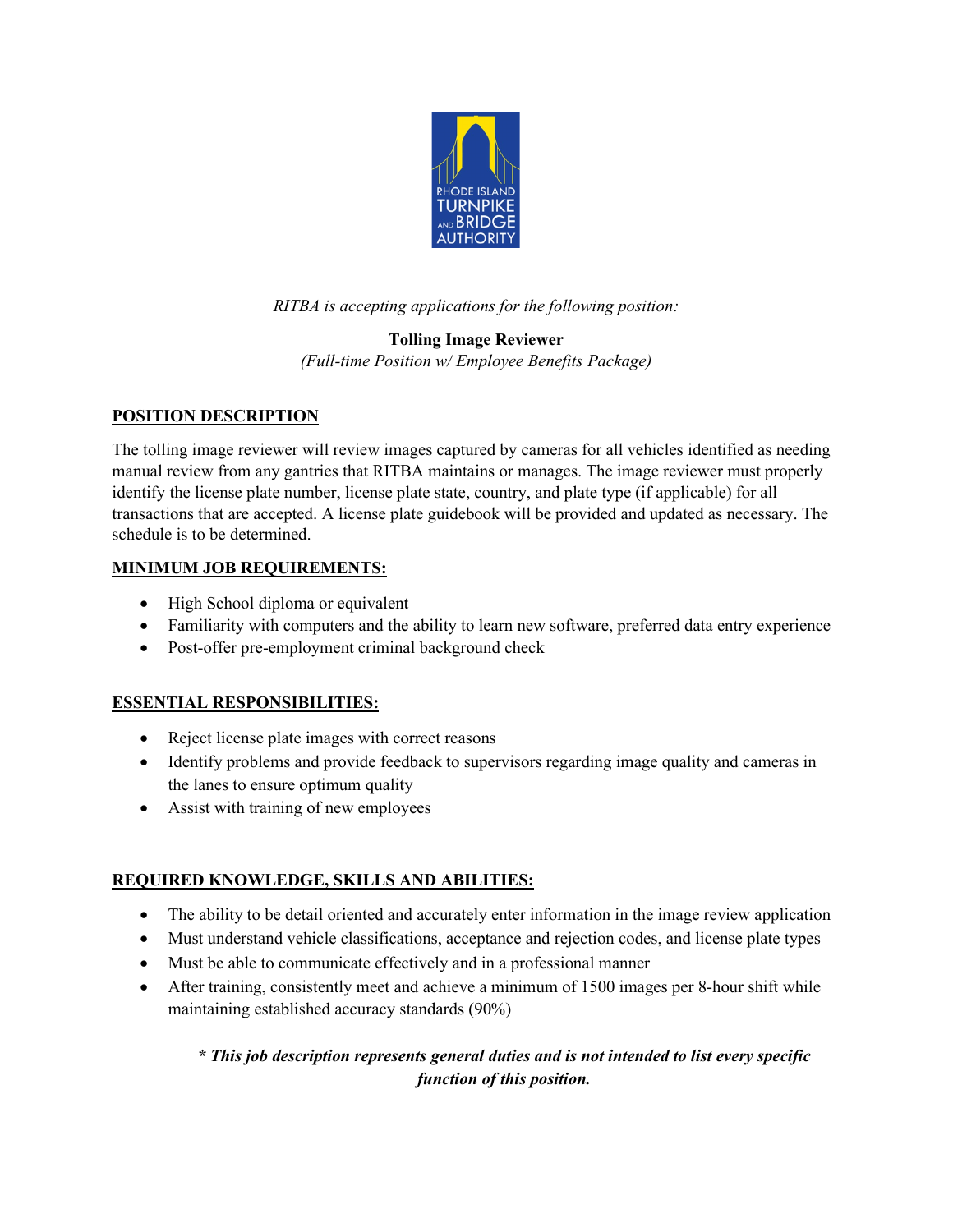*RITBA is accepting applications for the following position:*

**Tolling Image Reviewer**

*(Full-time Position w/ Employee Benefits Package)*

## POSITION DESCRIPTION

The tolling image reviewer will review images captured by cameras for all vehicles identified as needing manual review from any gantries that RITBA maintains or manages. The image reviewer must properly identify the license plate number, license plate state, country, and plate type (if applicable) for all transactions that are accepted. A license plate guidebook will be provided and updated as necessary. The schedule is to be determined.

## MINIMUM JOB REQUIREMENTS:

- High School diploma or equivalent
- Familiarity with computers and the ability to learn new software, preferred data entry experience
- Post-offer pre-employment criminal background check

## ESSENTIAL RESPONSIBILITIES:

- Reject license plate images with correct reasons
- Identify problems and provide feedback to supervisors regarding image quality and cameras in the lanes to ensure optimum quality
- Assist with training of new employees

## REQUIRED KNOWLEDGE, SKILLS AND ABILITIES:

- The ability to be detail oriented and accurately enter information in the image review application
- Must understand vehicle classifications, acceptance and rejection codes, and license plate types
- Must be able to communicate effectively and in a professional manner
- After training, consistently meet and achieve a minimum of 1500 images per 8-hour shift while maintaining established accuracy standards (90%)

***\* This job description represents general duties and is not intended to list every specific function of this position.***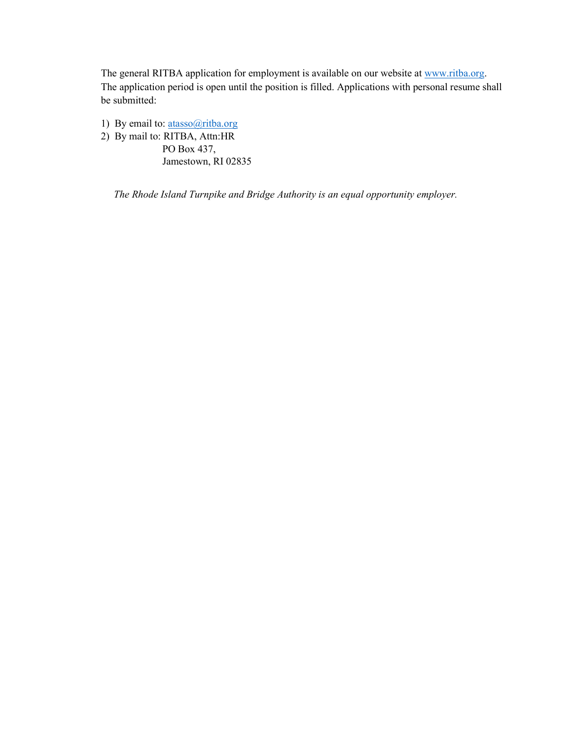The general RITBA application for employment is available on our website at www.ritba.org. The application period is open until the position is filled. Applications with personal resume shall be submitted:

1) By email to: atasso@ritba.org
2) By mail to: RITBA, Attn:HR
   PO Box 437,
   Jamestown, RI 02835

*The Rhode Island Turnpike and Bridge Authority is an equal opportunity employer.*